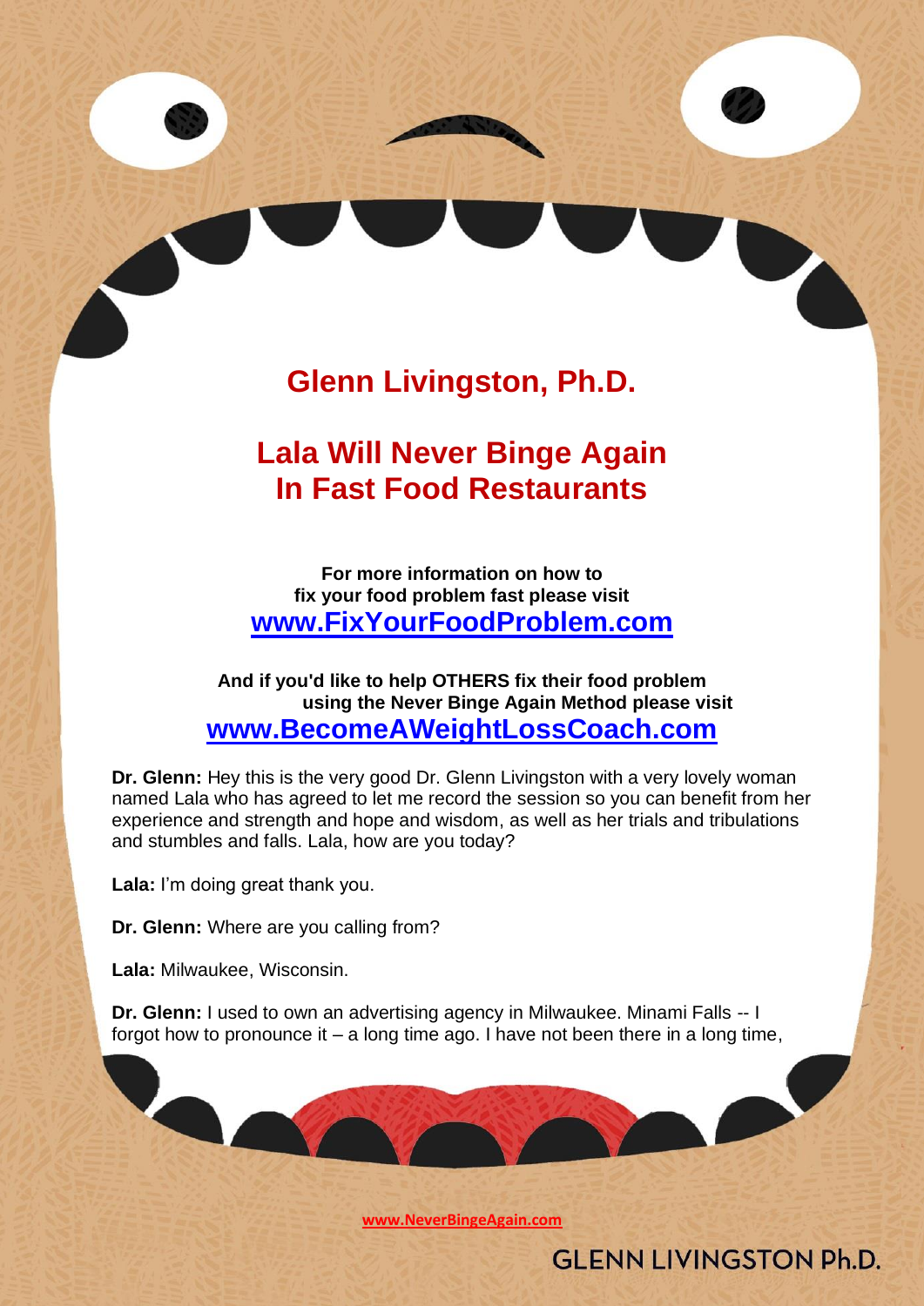# Glenn Livingston, Ph.D.

## Lala Will Never Binge Again In Fast Food Restaurants

**For more information on how to fix your food problem fast please visit**
**[www.FixYourFoodProblem.com](http://www.FixYourFoodProblem.com)**

**And if you'd like to help OTHERS fix their food problem using the Never Binge Again Method please visit**
**[www.BecomeAWeightLossCoach.com](http://www.BecomeAWeightLossCoach.com)**

**Dr. Glenn:** Hey this is the very good Dr. Glenn Livingston with a very lovely woman named Lala who has agreed to let me record the session so you can benefit from her experience and strength and hope and wisdom, as well as her trials and tribulations and stumbles and falls. Lala, how are you today?

**Lala:** I'm doing great thank you.

**Dr. Glenn:** Where are you calling from?

**Lala:** Milwaukee, Wisconsin.

**Dr. Glenn:** I used to own an advertising agency in Milwaukee. Minami Falls -- I forgot how to pronounce it – a long time ago. I have not been there in a long time,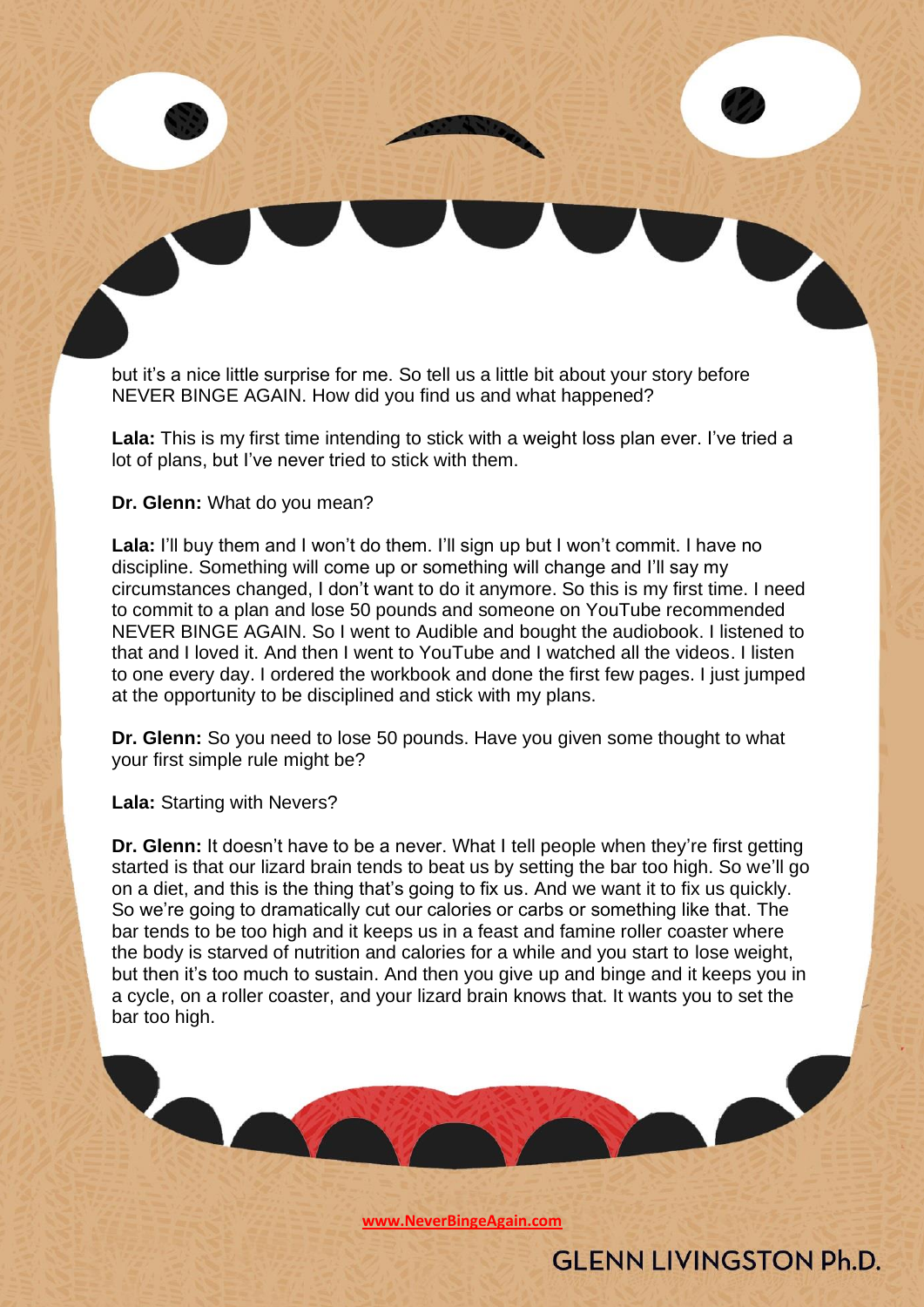but it's a nice little surprise for me. So tell us a little bit about your story before NEVER BINGE AGAIN. How did you find us and what happened?

**Lala:** This is my first time intending to stick with a weight loss plan ever. I've tried a lot of plans, but I've never tried to stick with them.

**Dr. Glenn:** What do you mean?

**Lala:** I'll buy them and I won't do them. I'll sign up but I won't commit. I have no discipline. Something will come up or something will change and I'll say my circumstances changed, I don't want to do it anymore. So this is my first time. I need to commit to a plan and lose 50 pounds and someone on YouTube recommended NEVER BINGE AGAIN. So I went to Audible and bought the audiobook. I listened to that and I loved it. And then I went to YouTube and I watched all the videos. I listen to one every day. I ordered the workbook and done the first few pages. I just jumped at the opportunity to be disciplined and stick with my plans.

**Dr. Glenn:** So you need to lose 50 pounds. Have you given some thought to what your first simple rule might be?

**Lala:** Starting with Nevers?

**Dr. Glenn:** It doesn't have to be a never. What I tell people when they're first getting started is that our lizard brain tends to beat us by setting the bar too high. So we'll go on a diet, and this is the thing that's going to fix us. And we want it to fix us quickly. So we're going to dramatically cut our calories or carbs or something like that. The bar tends to be too high and it keeps us in a feast and famine roller coaster where the body is starved of nutrition and calories for a while and you start to lose weight, but then it's too much to sustain. And then you give up and binge and it keeps you in a cycle, on a roller coaster, and your lizard brain knows that. It wants you to set the bar too high.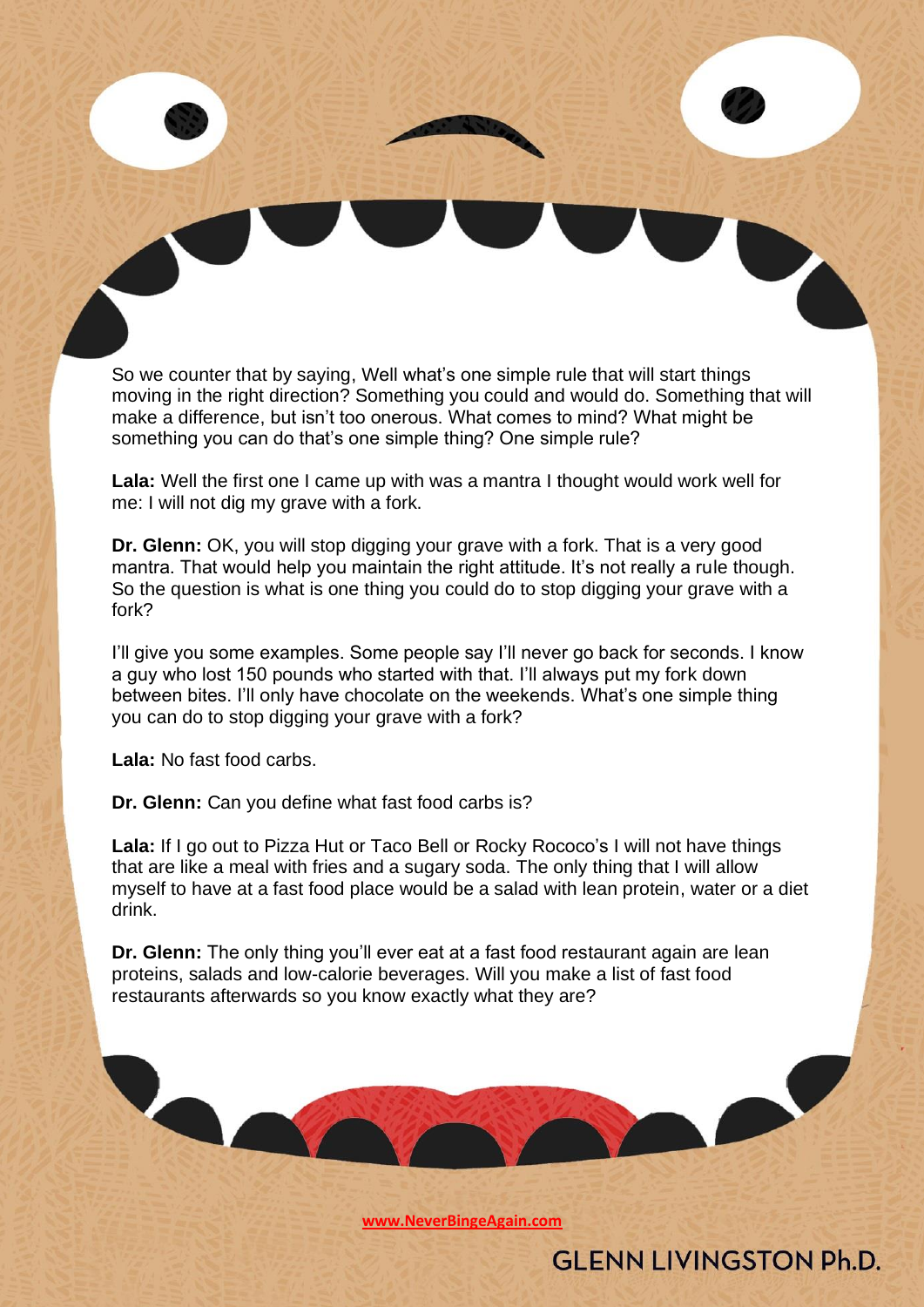So we counter that by saying, Well what's one simple rule that will start things moving in the right direction? Something you could and would do. Something that will make a difference, but isn't too onerous. What comes to mind? What might be something you can do that's one simple thing? One simple rule?

**Lala:** Well the first one I came up with was a mantra I thought would work well for me: I will not dig my grave with a fork.

**Dr. Glenn:** OK, you will stop digging your grave with a fork. That is a very good mantra. That would help you maintain the right attitude. It's not really a rule though. So the question is what is one thing you could do to stop digging your grave with a fork?

I'll give you some examples. Some people say I'll never go back for seconds. I know a guy who lost 150 pounds who started with that. I'll always put my fork down between bites. I'll only have chocolate on the weekends. What's one simple thing you can do to stop digging your grave with a fork?

**Lala:** No fast food carbs.

**Dr. Glenn:** Can you define what fast food carbs is?

**Lala:** If I go out to Pizza Hut or Taco Bell or Rocky Rococo's I will not have things that are like a meal with fries and a sugary soda. The only thing that I will allow myself to have at a fast food place would be a salad with lean protein, water or a diet drink.

**Dr. Glenn:** The only thing you'll ever eat at a fast food restaurant again are lean proteins, salads and low-calorie beverages. Will you make a list of fast food restaurants afterwards so you know exactly what they are?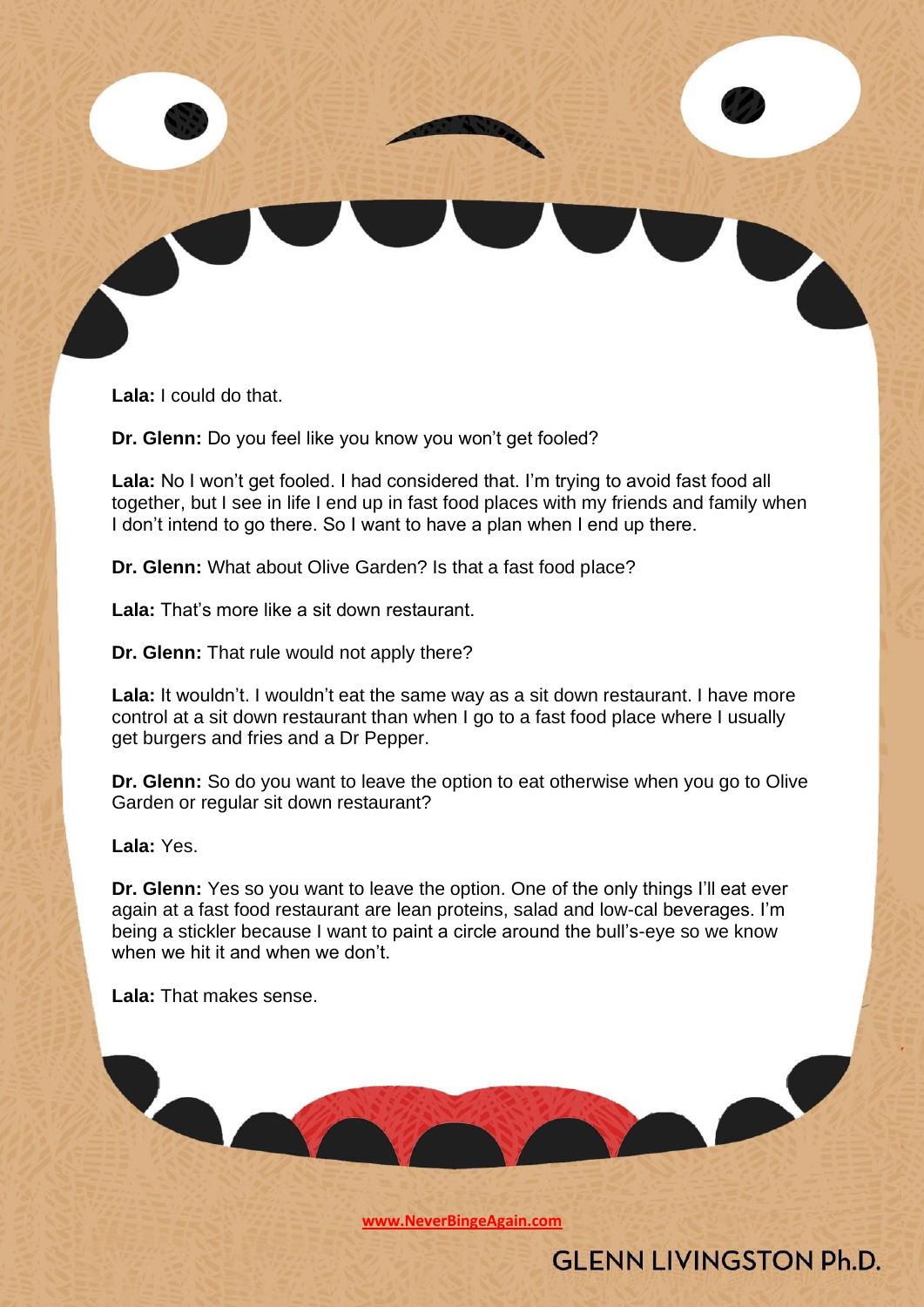**Lala:** I could do that.

**Dr. Glenn:** Do you feel like you know you won't get fooled?

**Lala:** No I won't get fooled. I had considered that. I'm trying to avoid fast food all together, but I see in life I end up in fast food places with my friends and family when I don't intend to go there. So I want to have a plan when I end up there.

**Dr. Glenn:** What about Olive Garden? Is that a fast food place?

**Lala:** That's more like a sit down restaurant.

**Dr. Glenn:** That rule would not apply there?

**Lala:** It wouldn't. I wouldn't eat the same way as a sit down restaurant. I have more control at a sit down restaurant than when I go to a fast food place where I usually get burgers and fries and a Dr Pepper.

**Dr. Glenn:** So do you want to leave the option to eat otherwise when you go to Olive Garden or regular sit down restaurant?

**Lala:** Yes.

**Dr. Glenn:** Yes so you want to leave the option. One of the only things I'll eat ever again at a fast food restaurant are lean proteins, salad and low-cal beverages. I'm being a stickler because I want to paint a circle around the bull's-eye so we know when we hit it and when we don't.

**Lala:** That makes sense.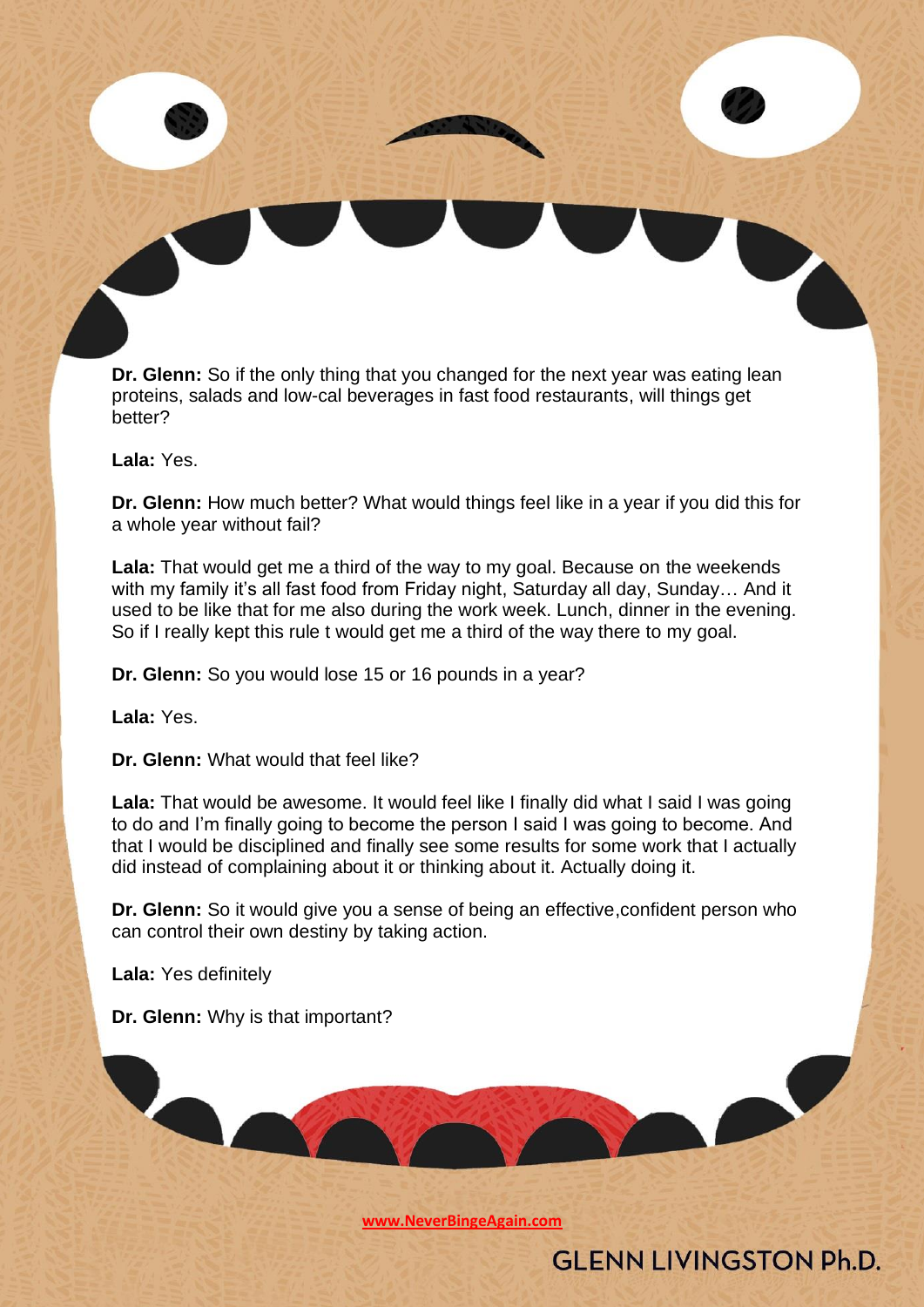**Dr. Glenn:** So if the only thing that you changed for the next year was eating lean proteins, salads and low-cal beverages in fast food restaurants, will things get better?

**Lala:** Yes.

**Dr. Glenn:** How much better? What would things feel like in a year if you did this for a whole year without fail?

**Lala:** That would get me a third of the way to my goal. Because on the weekends with my family it's all fast food from Friday night, Saturday all day, Sunday… And it used to be like that for me also during the work week. Lunch, dinner in the evening. So if I really kept this rule t would get me a third of the way there to my goal.

**Dr. Glenn:** So you would lose 15 or 16 pounds in a year?

**Lala:** Yes.

**Dr. Glenn:** What would that feel like?

**Lala:** That would be awesome. It would feel like I finally did what I said I was going to do and I'm finally going to become the person I said I was going to become. And that I would be disciplined and finally see some results for some work that I actually did instead of complaining about it or thinking about it. Actually doing it.

**Dr. Glenn:** So it would give you a sense of being an effective,confident person who can control their own destiny by taking action.

**Lala:** Yes definitely

**Dr. Glenn:** Why is that important?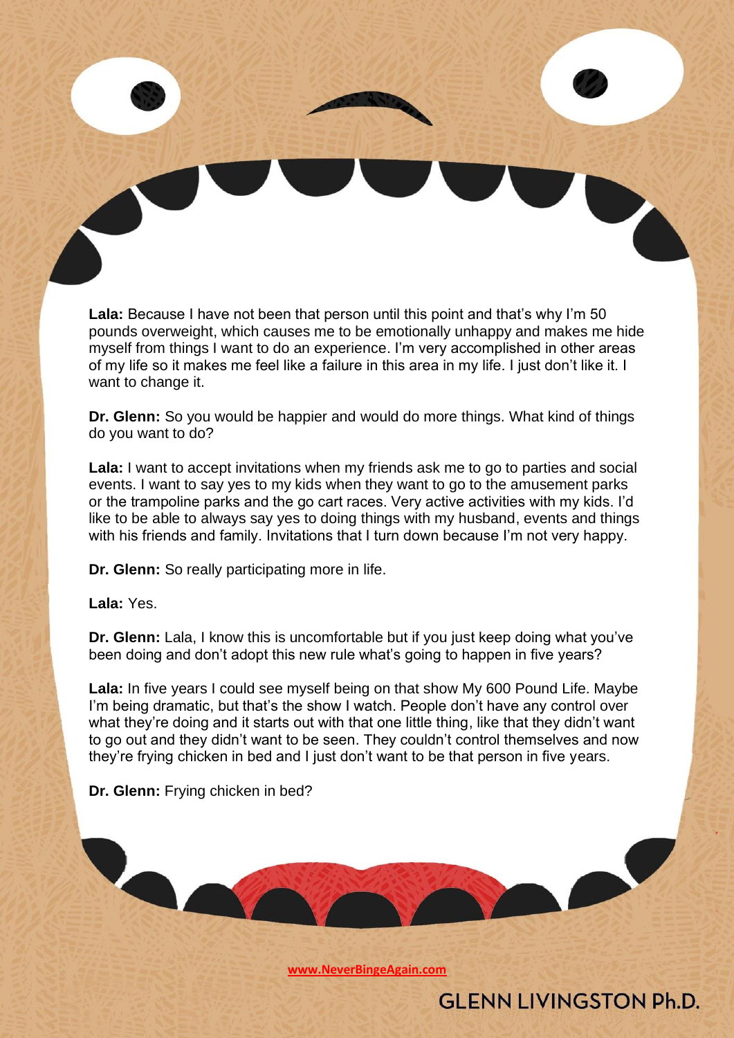**Lala:** Because I have not been that person until this point and that's why I'm 50 pounds overweight, which causes me to be emotionally unhappy and makes me hide myself from things I want to do an experience. I'm very accomplished in other areas of my life so it makes me feel like a failure in this area in my life. I just don't like it. I want to change it.

**Dr. Glenn:** So you would be happier and would do more things. What kind of things do you want to do?

**Lala:** I want to accept invitations when my friends ask me to go to parties and social events. I want to say yes to my kids when they want to go to the amusement parks or the trampoline parks and the go cart races. Very active activities with my kids. I'd like to be able to always say yes to doing things with my husband, events and things with his friends and family. Invitations that I turn down because I'm not very happy.

**Dr. Glenn:** So really participating more in life.

**Lala:** Yes.

**Dr. Glenn:** Lala, I know this is uncomfortable but if you just keep doing what you've been doing and don't adopt this new rule what's going to happen in five years?

**Lala:** In five years I could see myself being on that show My 600 Pound Life. Maybe I'm being dramatic, but that's the show I watch. People don't have any control over what they're doing and it starts out with that one little thing, like that they didn't want to go out and they didn't want to be seen. They couldn't control themselves and now they're frying chicken in bed and I just don't want to be that person in five years.

**Dr. Glenn:** Frying chicken in bed?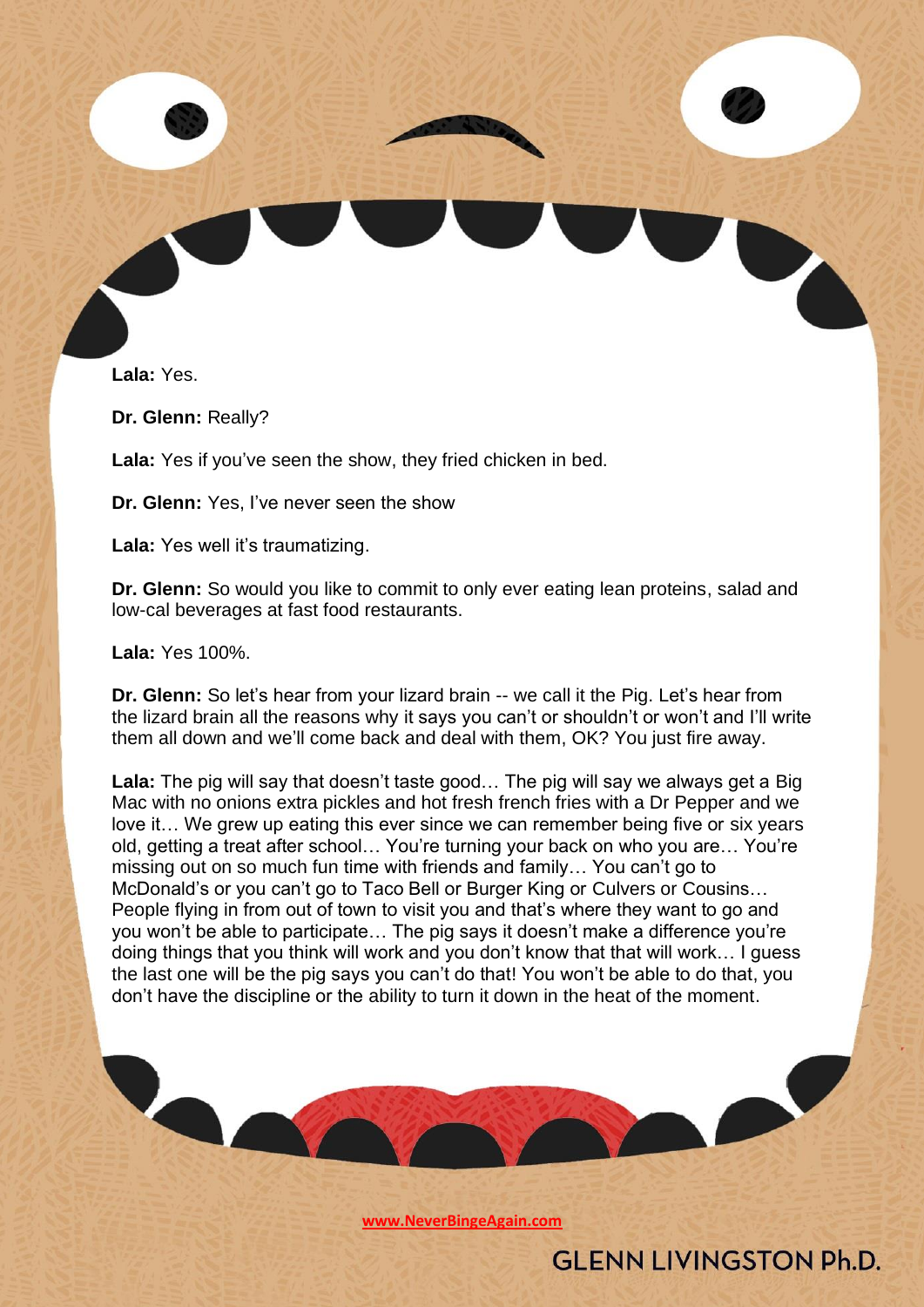**Lala:** Yes.

**Dr. Glenn:** Really?

**Lala:** Yes if you've seen the show, they fried chicken in bed.

**Dr. Glenn:** Yes, I've never seen the show

**Lala:** Yes well it's traumatizing.

**Dr. Glenn:** So would you like to commit to only ever eating lean proteins, salad and low-cal beverages at fast food restaurants.

**Lala:** Yes 100%.

**Dr. Glenn:** So let's hear from your lizard brain -- we call it the Pig. Let's hear from the lizard brain all the reasons why it says you can't or shouldn't or won't and I'll write them all down and we'll come back and deal with them, OK? You just fire away.

**Lala:** The pig will say that doesn't taste good… The pig will say we always get a Big Mac with no onions extra pickles and hot fresh french fries with a Dr Pepper and we love it… We grew up eating this ever since we can remember being five or six years old, getting a treat after school… You're turning your back on who you are… You're missing out on so much fun time with friends and family… You can't go to McDonald's or you can't go to Taco Bell or Burger King or Culvers or Cousins… People flying in from out of town to visit you and that's where they want to go and you won't be able to participate… The pig says it doesn't make a difference you're doing things that you think will work and you don't know that that will work… I guess the last one will be the pig says you can't do that! You won't be able to do that, you don't have the discipline or the ability to turn it down in the heat of the moment.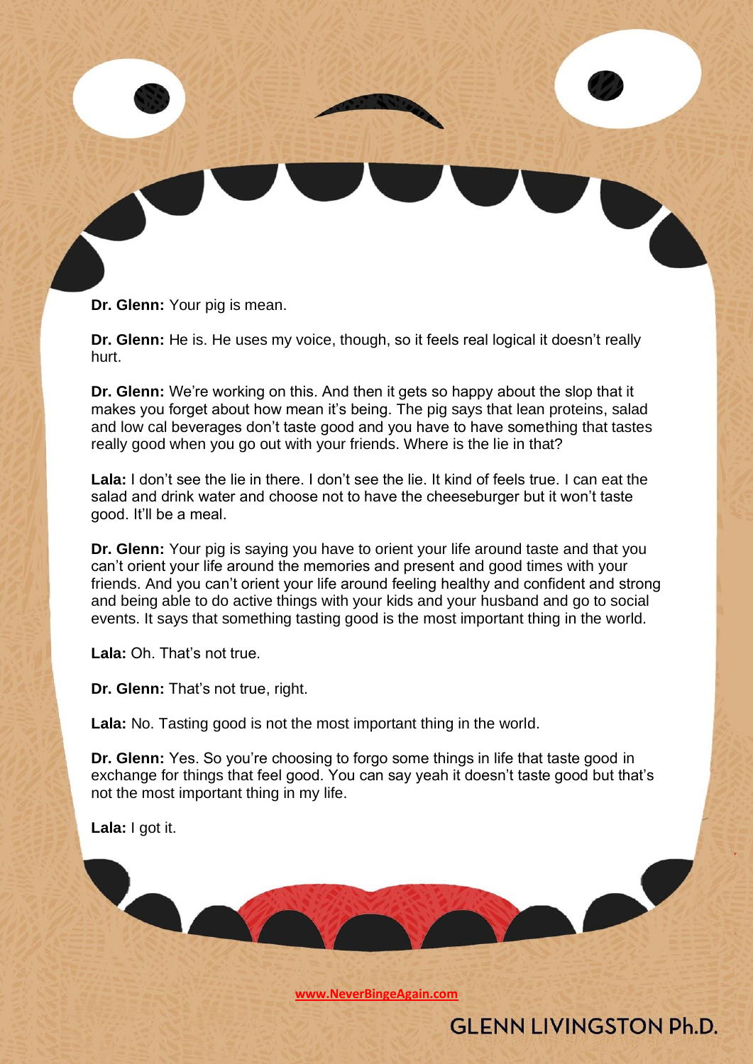**Dr. Glenn:** Your pig is mean.

**Dr. Glenn:** He is. He uses my voice, though, so it feels real logical it doesn't really hurt.

**Dr. Glenn:** We're working on this. And then it gets so happy about the slop that it makes you forget about how mean it's being. The pig says that lean proteins, salad and low cal beverages don't taste good and you have to have something that tastes really good when you go out with your friends. Where is the lie in that?

**Lala:** I don't see the lie in there. I don't see the lie. It kind of feels true. I can eat the salad and drink water and choose not to have the cheeseburger but it won't taste good. It'll be a meal.

**Dr. Glenn:** Your pig is saying you have to orient your life around taste and that you can't orient your life around the memories and present and good times with your friends. And you can't orient your life around feeling healthy and confident and strong and being able to do active things with your kids and your husband and go to social events. It says that something tasting good is the most important thing in the world.

**Lala:** Oh. That's not true.

**Dr. Glenn:** That's not true, right.

**Lala:** No. Tasting good is not the most important thing in the world.

**Dr. Glenn:** Yes. So you're choosing to forgo some things in life that taste good in exchange for things that feel good. You can say yeah it doesn't taste good but that's not the most important thing in my life.

**Lala:** I got it.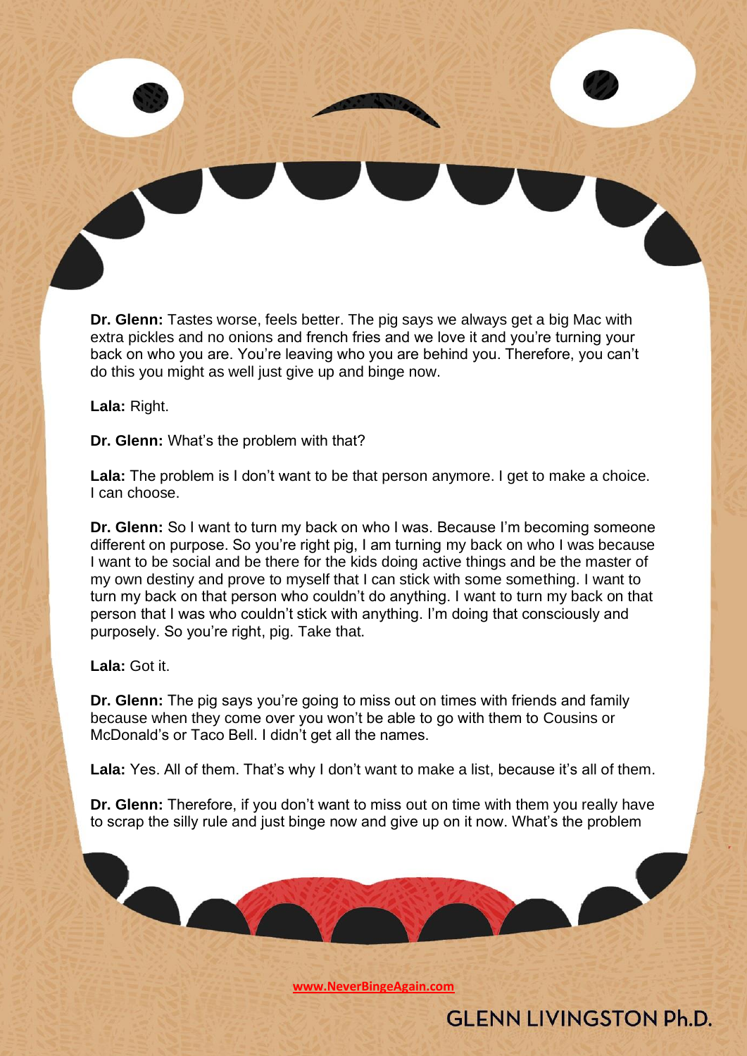**Dr. Glenn:** Tastes worse, feels better. The pig says we always get a big Mac with extra pickles and no onions and french fries and we love it and you're turning your back on who you are. You're leaving who you are behind you. Therefore, you can't do this you might as well just give up and binge now.

**Lala:** Right.

**Dr. Glenn:** What's the problem with that?

**Lala:** The problem is I don't want to be that person anymore. I get to make a choice. I can choose.

**Dr. Glenn:** So I want to turn my back on who I was. Because I'm becoming someone different on purpose. So you're right pig, I am turning my back on who I was because I want to be social and be there for the kids doing active things and be the master of my own destiny and prove to myself that I can stick with some something. I want to turn my back on that person who couldn't do anything. I want to turn my back on that person that I was who couldn't stick with anything. I'm doing that consciously and purposely. So you're right, pig. Take that.

**Lala:** Got it.

**Dr. Glenn:** The pig says you're going to miss out on times with friends and family because when they come over you won't be able to go with them to Cousins or McDonald's or Taco Bell. I didn't get all the names.

**Lala:** Yes. All of them. That's why I don't want to make a list, because it's all of them.

**Dr. Glenn:** Therefore, if you don't want to miss out on time with them you really have to scrap the silly rule and just binge now and give up on it now. What's the problem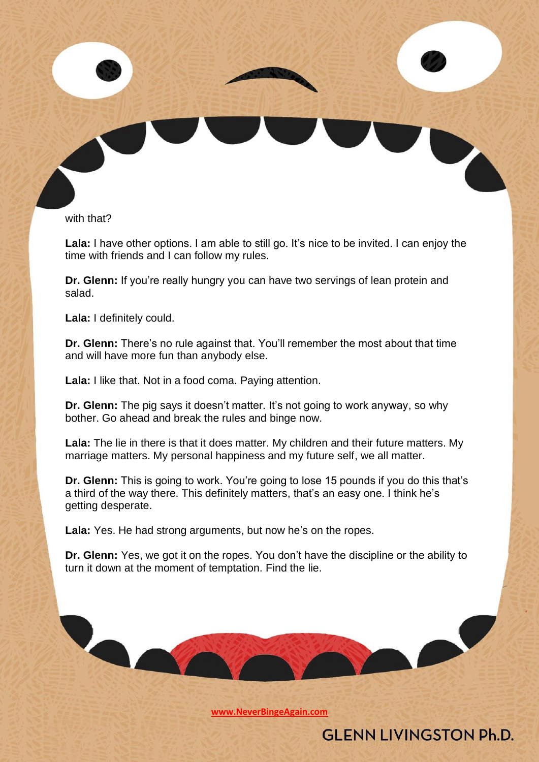with that?

**Lala:** I have other options. I am able to still go. It's nice to be invited. I can enjoy the time with friends and I can follow my rules.

**Dr. Glenn:** If you're really hungry you can have two servings of lean protein and salad.

**Lala:** I definitely could.

**Dr. Glenn:** There's no rule against that. You'll remember the most about that time and will have more fun than anybody else.

**Lala:** I like that. Not in a food coma. Paying attention.

**Dr. Glenn:** The pig says it doesn't matter. It's not going to work anyway, so why bother. Go ahead and break the rules and binge now.

**Lala:** The lie in there is that it does matter. My children and their future matters. My marriage matters. My personal happiness and my future self, we all matter.

**Dr. Glenn:** This is going to work. You're going to lose 15 pounds if you do this that's a third of the way there. This definitely matters, that's an easy one. I think he's getting desperate.

**Lala:** Yes. He had strong arguments, but now he's on the ropes.

**Dr. Glenn:** Yes, we got it on the ropes. You don't have the discipline or the ability to turn it down at the moment of temptation. Find the lie.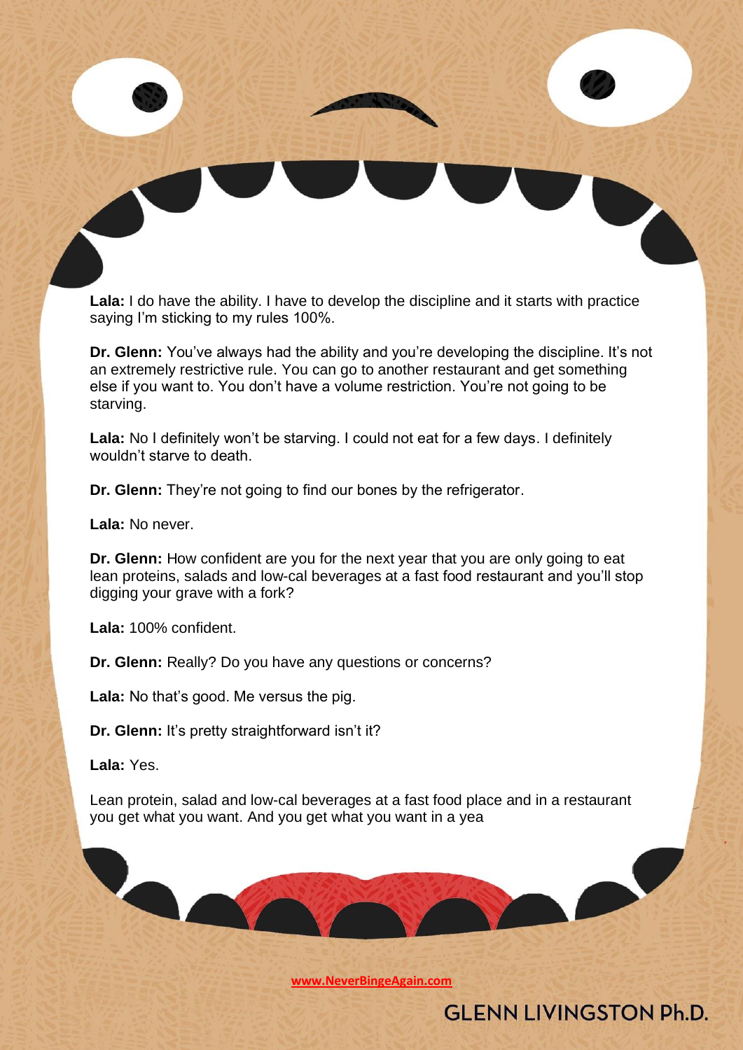**Lala:** I do have the ability. I have to develop the discipline and it starts with practice saying I'm sticking to my rules 100%.

**Dr. Glenn:** You've always had the ability and you're developing the discipline. It's not an extremely restrictive rule. You can go to another restaurant and get something else if you want to. You don't have a volume restriction. You're not going to be starving.

**Lala:** No I definitely won't be starving. I could not eat for a few days. I definitely wouldn't starve to death.

**Dr. Glenn:** They're not going to find our bones by the refrigerator.

**Lala:** No never.

**Dr. Glenn:** How confident are you for the next year that you are only going to eat lean proteins, salads and low-cal beverages at a fast food restaurant and you'll stop digging your grave with a fork?

**Lala:** 100% confident.

**Dr. Glenn:** Really? Do you have any questions or concerns?

**Lala:** No that's good. Me versus the pig.

**Dr. Glenn:** It's pretty straightforward isn't it?

**Lala:** Yes.

Lean protein, salad and low-cal beverages at a fast food place and in a restaurant you get what you want. And you get what you want in a yea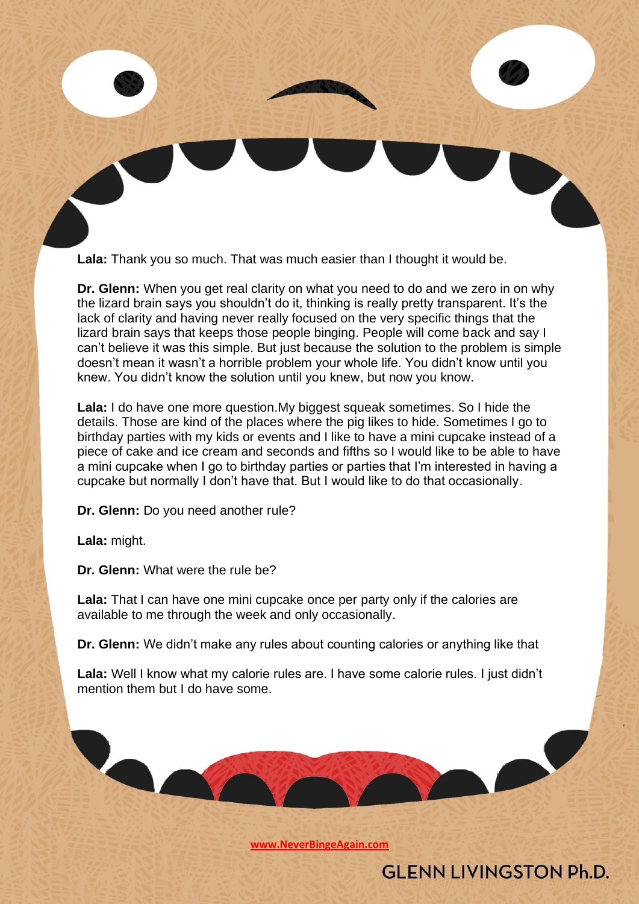**Lala:** Thank you so much. That was much easier than I thought it would be.

**Dr. Glenn:** When you get real clarity on what you need to do and we zero in on why the lizard brain says you shouldn't do it, thinking is really pretty transparent. It's the lack of clarity and having never really focused on the very specific things that the lizard brain says that keeps those people binging. People will come back and say I can't believe it was this simple. But just because the solution to the problem is simple doesn't mean it wasn't a horrible problem your whole life. You didn't know until you knew. You didn't know the solution until you knew, but now you know.

**Lala:** I do have one more question.My biggest squeak sometimes. So I hide the details. Those are kind of the places where the pig likes to hide. Sometimes I go to birthday parties with my kids or events and I like to have a mini cupcake instead of a piece of cake and ice cream and seconds and fifths so I would like to be able to have a mini cupcake when I go to birthday parties or parties that I'm interested in having a cupcake but normally I don't have that. But I would like to do that occasionally.

**Dr. Glenn:** Do you need another rule?

**Lala:** might.

**Dr. Glenn:** What were the rule be?

**Lala:** That I can have one mini cupcake once per party only if the calories are available to me through the week and only occasionally.

**Dr. Glenn:** We didn't make any rules about counting calories or anything like that

**Lala:** Well I know what my calorie rules are. I have some calorie rules. I just didn't mention them but I do have some.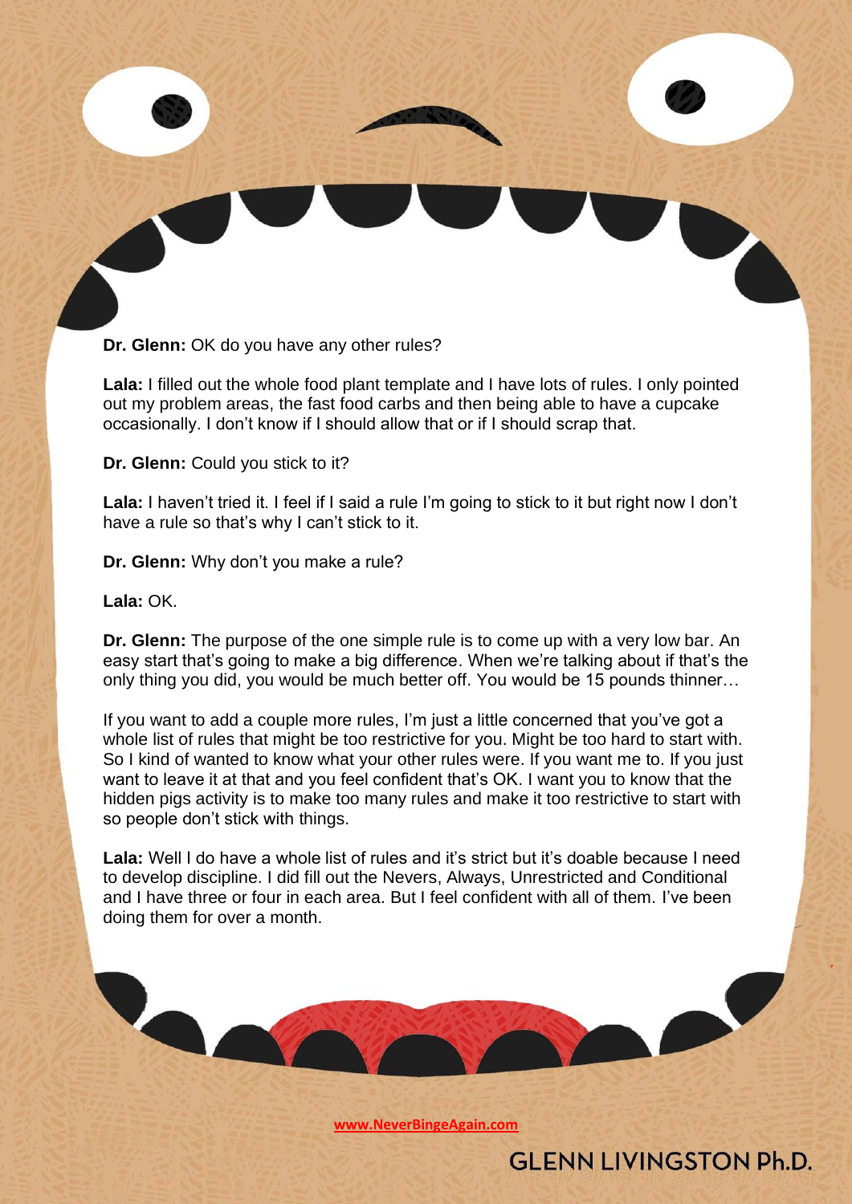**Dr. Glenn:** OK do you have any other rules?

**Lala:** I filled out the whole food plant template and I have lots of rules. I only pointed out my problem areas, the fast food carbs and then being able to have a cupcake occasionally. I don't know if I should allow that or if I should scrap that.

**Dr. Glenn:** Could you stick to it?

**Lala:** I haven't tried it. I feel if I said a rule I'm going to stick to it but right now I don't have a rule so that's why I can't stick to it.

**Dr. Glenn:** Why don't you make a rule?

**Lala:** OK.

**Dr. Glenn:** The purpose of the one simple rule is to come up with a very low bar. An easy start that's going to make a big difference. When we're talking about if that's the only thing you did, you would be much better off. You would be 15 pounds thinner…

If you want to add a couple more rules, I'm just a little concerned that you've got a whole list of rules that might be too restrictive for you. Might be too hard to start with. So I kind of wanted to know what your other rules were. If you want me to. If you just want to leave it at that and you feel confident that's OK. I want you to know that the hidden pigs activity is to make too many rules and make it too restrictive to start with so people don't stick with things.

**Lala:** Well I do have a whole list of rules and it's strict but it's doable because I need to develop discipline. I did fill out the Nevers, Always, Unrestricted and Conditional and I have three or four in each area. But I feel confident with all of them. I've been doing them for over a month.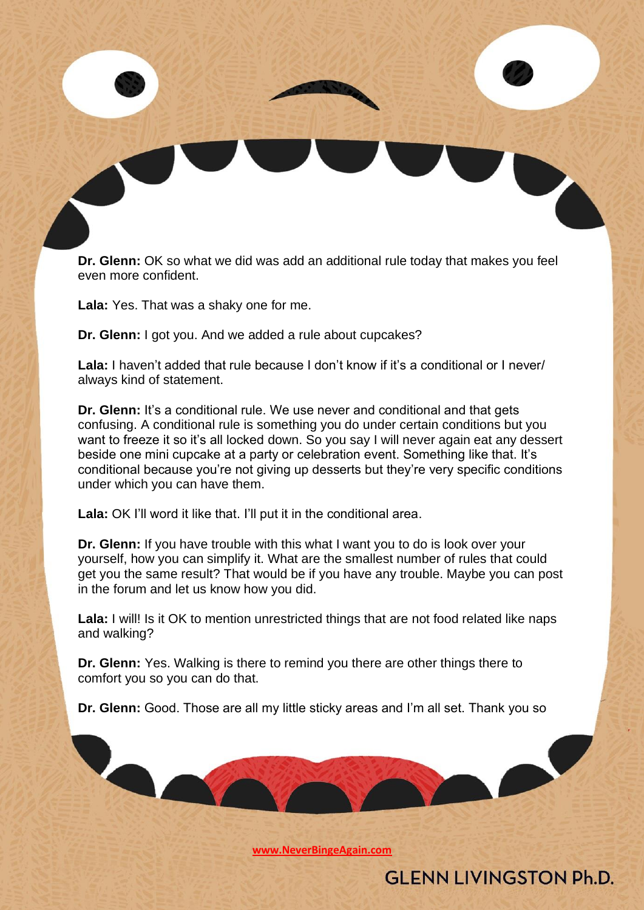**Dr. Glenn:** OK so what we did was add an additional rule today that makes you feel even more confident.

**Lala:** Yes. That was a shaky one for me.

**Dr. Glenn:** I got you. And we added a rule about cupcakes?

**Lala:** I haven't added that rule because I don't know if it's a conditional or I never/ always kind of statement.

**Dr. Glenn:** It's a conditional rule. We use never and conditional and that gets confusing. A conditional rule is something you do under certain conditions but you want to freeze it so it's all locked down. So you say I will never again eat any dessert beside one mini cupcake at a party or celebration event. Something like that. It's conditional because you're not giving up desserts but they're very specific conditions under which you can have them.

**Lala:** OK I'll word it like that. I'll put it in the conditional area.

**Dr. Glenn:** If you have trouble with this what I want you to do is look over your yourself, how you can simplify it. What are the smallest number of rules that could get you the same result? That would be if you have any trouble. Maybe you can post in the forum and let us know how you did.

**Lala:** I will! Is it OK to mention unrestricted things that are not food related like naps and walking?

**Dr. Glenn:** Yes. Walking is there to remind you there are other things there to comfort you so you can do that.

**Dr. Glenn:** Good. Those are all my little sticky areas and I'm all set. Thank you so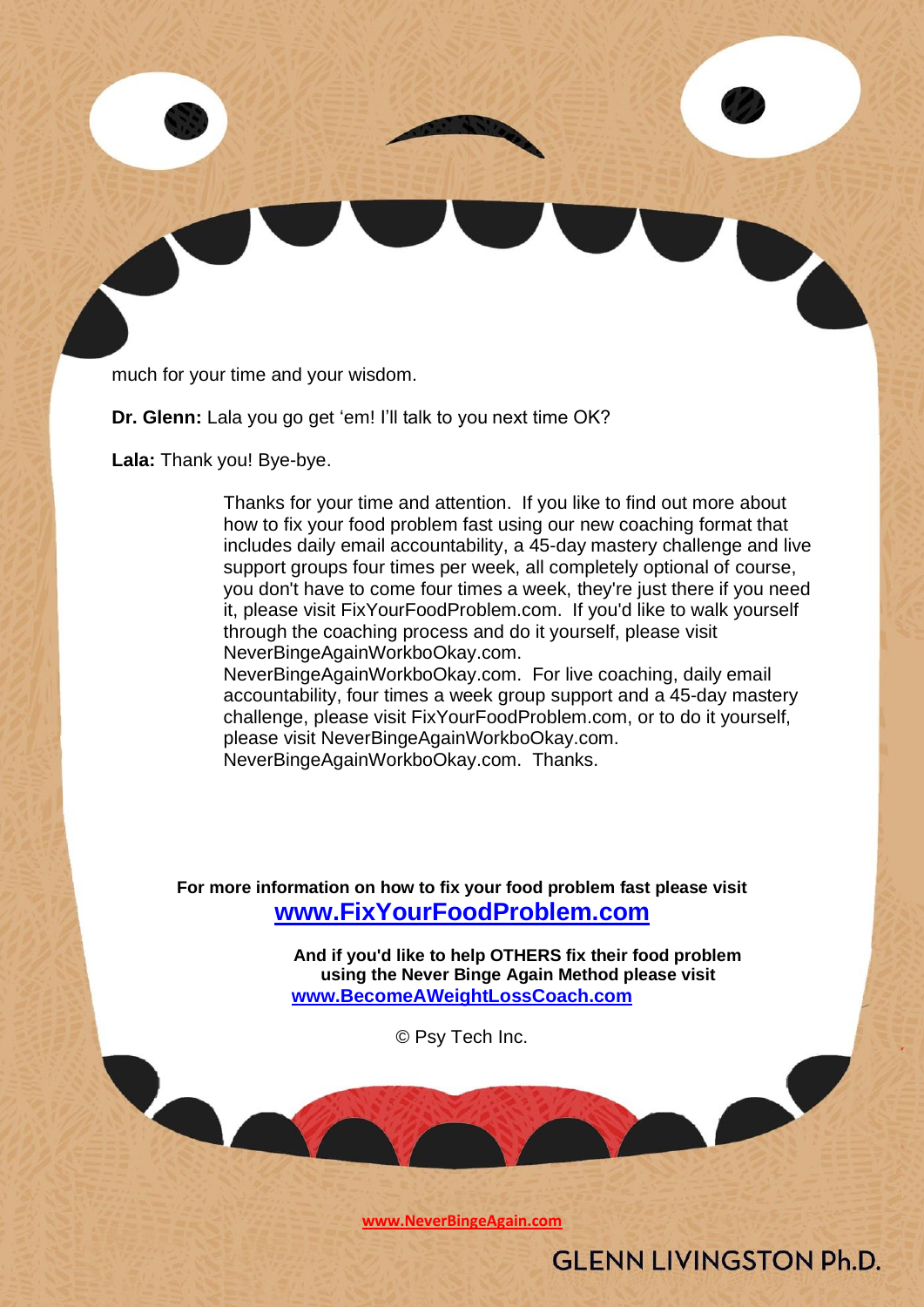much for your time and your wisdom.

**Dr. Glenn:** Lala you go get 'em! I'll talk to you next time OK?

**Lala:** Thank you! Bye-bye.

Thanks for your time and attention. If you like to find out more about how to fix your food problem fast using our new coaching format that includes daily email accountability, a 45-day mastery challenge and live support groups four times per week, all completely optional of course, you don't have to come four times a week, they're just there if you need it, please visit FixYourFoodProblem.com. If you'd like to walk yourself through the coaching process and do it yourself, please visit NeverBingeAgainWorkboOkay.com. NeverBingeAgainWorkboOkay.com. For live coaching, daily email accountability, four times a week group support and a 45-day mastery challenge, please visit FixYourFoodProblem.com, or to do it yourself, please visit NeverBingeAgainWorkboOkay.com. NeverBingeAgainWorkboOkay.com. Thanks.

**For more information on how to fix your food problem fast please visit**
**[www.FixYourFoodProblem.com](http://www.FixYourFoodProblem.com)**

**And if you'd like to help OTHERS fix their food problem using the Never Binge Again Method please visit**
**[www.BecomeAWeightLossCoach.com](http://www.BecomeAWeightLossCoach.com)**

© Psy Tech Inc.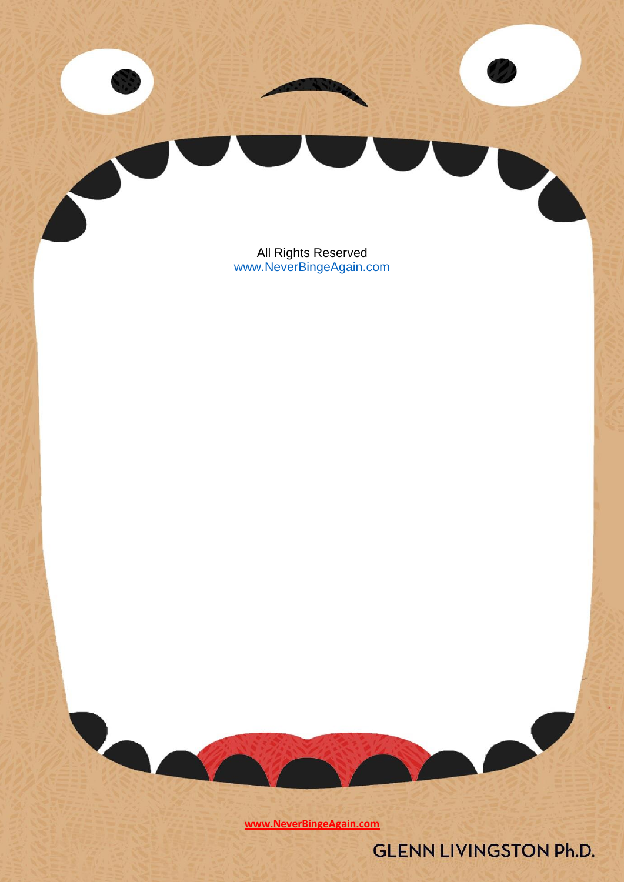All Rights Reserved
www.NeverBingeAgain.com

**www.NeverBingeAgain.com**

GLENN LIVINGSTON Ph.D.